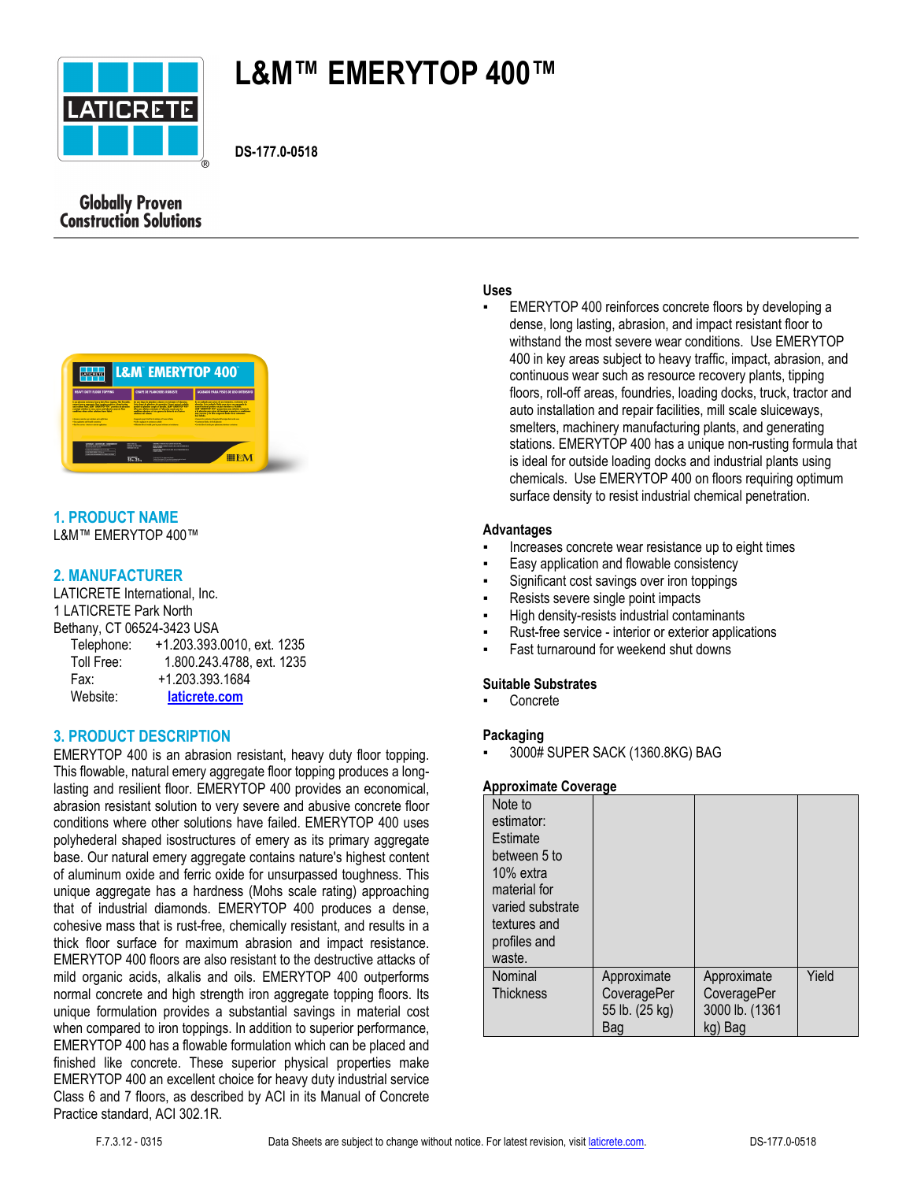# L&M™ EMERYTOP 400™

DS-177.0-0518

Globally Proven Construction Solutions

## 1. PRODUCT NAME

L&M™ EMERYTOP 400™

## 2. MANUFACTURER

LATICRETE International, Inc.
1 LATICRETE Park North
Bethany, CT 06524-3423 USA

Telephone: +1.203.393.0010, ext. 1235
Toll Free: 1.800.243.4788, ext. 1235
Fax: +1.203.393.1684
Website: laticrete.com

## 3. PRODUCT DESCRIPTION

EMERYTOP 400 is an abrasion resistant, heavy duty floor topping. This flowable, natural emery aggregate floor topping produces a long-lasting and resilient floor. EMERYTOP 400 provides an economical, abrasion resistant solution to very severe and abusive concrete floor conditions where other solutions have failed. EMERYTOP 400 uses polyhederal shaped isostructures of emery as its primary aggregate base. Our natural emery aggregate contains nature's highest content of aluminum oxide and ferric oxide for unsurpassed toughness. This unique aggregate has a hardness (Mohs scale rating) approaching that of industrial diamonds. EMERYTOP 400 produces a dense, cohesive mass that is rust-free, chemically resistant, and results in a thick floor surface for maximum abrasion and impact resistance. EMERYTOP 400 floors are also resistant to the destructive attacks of mild organic acids, alkalis and oils. EMERYTOP 400 outperforms normal concrete and high strength iron aggregate topping floors. Its unique formulation provides a substantial savings in material cost when compared to iron toppings. In addition to superior performance, EMERYTOP 400 has a flowable formulation which can be placed and finished like concrete. These superior physical properties make EMERYTOP 400 an excellent choice for heavy duty industrial service Class 6 and 7 floors, as described by ACI in its Manual of Concrete Practice standard, ACI 302.1R.

### Uses

- EMERYTOP 400 reinforces concrete floors by developing a dense, long lasting, abrasion, and impact resistant floor to withstand the most severe wear conditions. Use EMERYTOP 400 in key areas subject to heavy traffic, impact, abrasion, and continuous wear such as resource recovery plants, tipping floors, roll-off areas, foundries, loading docks, truck, tractor and auto installation and repair facilities, mill scale sluiceways, smelters, machinery manufacturing plants, and generating stations. EMERYTOP 400 has a unique non-rusting formula that is ideal for outside loading docks and industrial plants using chemicals. Use EMERYTOP 400 on floors requiring optimum surface density to resist industrial chemical penetration.

### Advantages

- Increases concrete wear resistance up to eight times
- Easy application and flowable consistency
- Significant cost savings over iron toppings
- Resists severe single point impacts
- High density-resists industrial contaminants
- Rust-free service - interior or exterior applications
- Fast turnaround for weekend shut downs

### Suitable Substrates

- Concrete

### Packaging

- 3000# SUPER SACK (1360.8KG) BAG

### Approximate Coverage

| Note to estimator: Estimate between 5 to 10% extra material for varied substrate textures and profiles and waste. | | | |
|---|---|---|---|
| Nominal Thickness | Approximate CoveragePer 55 lb. (25 kg) Bag | Approximate CoveragePer 3000 lb. (1361 kg) Bag | Yield |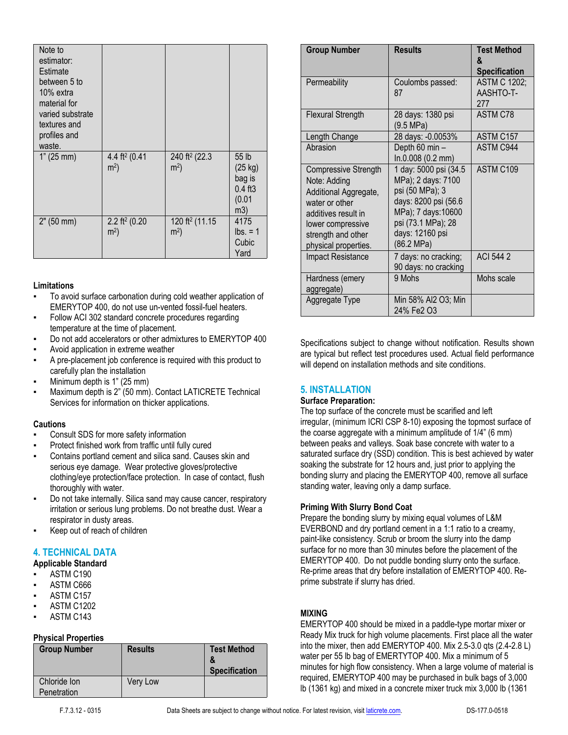| Note to estimator: Estimate between 5 to 10% extra material for varied substrate textures and profiles and waste. | | | |
|---|---|---|---|
| 1" (25 mm) | 4.4 ft² (0.41 m²) | 240 ft² (22.3 m²) | 55 lb (25 kg) bag is 0.4 ft3 (0.01 m3) |
| 2" (50 mm) | 2.2 ft² (0.20 m²) | 120 ft² (11.15 m²) | 4175 lbs. = 1 Cubic Yard |

**Limitations**

- To avoid surface carbonation during cold weather application of EMERYTOP 400, do not use un-vented fossil-fuel heaters.
- Follow ACI 302 standard concrete procedures regarding temperature at the time of placement.
- Do not add accelerators or other admixtures to EMERYTOP 400
- Avoid application in extreme weather
- A pre-placement job conference is required with this product to carefully plan the installation
- Minimum depth is 1" (25 mm)
- Maximum depth is 2" (50 mm). Contact LATICRETE Technical Services for information on thicker applications.

**Cautions**

- Consult SDS for more safety information
- Protect finished work from traffic until fully cured
- Contains portland cement and silica sand. Causes skin and serious eye damage. Wear protective gloves/protective clothing/eye protection/face protection. In case of contact, flush thoroughly with water.
- Do not take internally. Silica sand may cause cancer, respiratory irritation or serious lung problems. Do not breathe dust. Wear a respirator in dusty areas.
- Keep out of reach of children

## 4. TECHNICAL DATA

**Applicable Standard**

- ASTM C190
- ASTM C666
- ASTM C157
- ASTM C1202
- ASTM C143

**Physical Properties**

| Group Number | Results | Test Method & Specification |
|---|---|---|
| Chloride Ion Penetration | Very Low | |
| Permeability | Coulombs passed: 87 | ASTM C 1202; AASHTO-T-277 |
| Flexural Strength | 28 days: 1380 psi (9.5 MPa) | ASTM C78 |
| Length Change | 28 days: -0.0053% | ASTM C157 |
| Abrasion | Depth 60 min – In.0.008 (0.2 mm) | ASTM C944 |
| Compressive Strength Note: Adding Additional Aggregate, water or other additives result in lower compressive strength and other physical properties. | 1 day: 5000 psi (34.5 MPa); 2 days: 7100 psi (50 MPa); 3 days: 8200 psi (56.6 MPa); 7 days:10600 psi (73.1 MPa); 28 days: 12160 psi (86.2 MPa) | ASTM C109 |
| Impact Resistance | 7 days: no cracking; 90 days: no cracking | ACI 544 2 |
| Hardness (emery aggregate) | 9 Mohs | Mohs scale |
| Aggregate Type | Min 58% Al2 O3; Min 24% Fe2 O3 | |

Specifications subject to change without notification. Results shown are typical but reflect test procedures used. Actual field performance will depend on installation methods and site conditions.

## 5. INSTALLATION

**Surface Preparation:**

The top surface of the concrete must be scarified and left irregular, (minimum ICRI CSP 8-10) exposing the topmost surface of the coarse aggregate with a minimum amplitude of 1/4" (6 mm) between peaks and valleys. Soak base concrete with water to a saturated surface dry (SSD) condition. This is best achieved by water soaking the substrate for 12 hours and, just prior to applying the bonding slurry and placing the EMERYTOP 400, remove all surface standing water, leaving only a damp surface.

**Priming With Slurry Bond Coat**

Prepare the bonding slurry by mixing equal volumes of L&M EVERBOND and dry portland cement in a 1:1 ratio to a creamy, paint-like consistency. Scrub or broom the slurry into the damp surface for no more than 30 minutes before the placement of the EMERYTOP 400. Do not puddle bonding slurry onto the surface. Re-prime areas that dry before installation of EMERYTOP 400. Re-prime substrate if slurry has dried.

**MIXING**

EMERYTOP 400 should be mixed in a paddle-type mortar mixer or Ready Mix truck for high volume placements. First place all the water into the mixer, then add EMERYTOP 400. Mix 2.5-3.0 qts (2.4-2.8 L) water per 55 lb bag of EMERYTOP 400. Mix a minimum of 5 minutes for high flow consistency. When a large volume of material is required, EMERYTOP 400 may be purchased in bulk bags of 3,000 lb (1361 kg) and mixed in a concrete mixer truck mix 3,000 lb (1361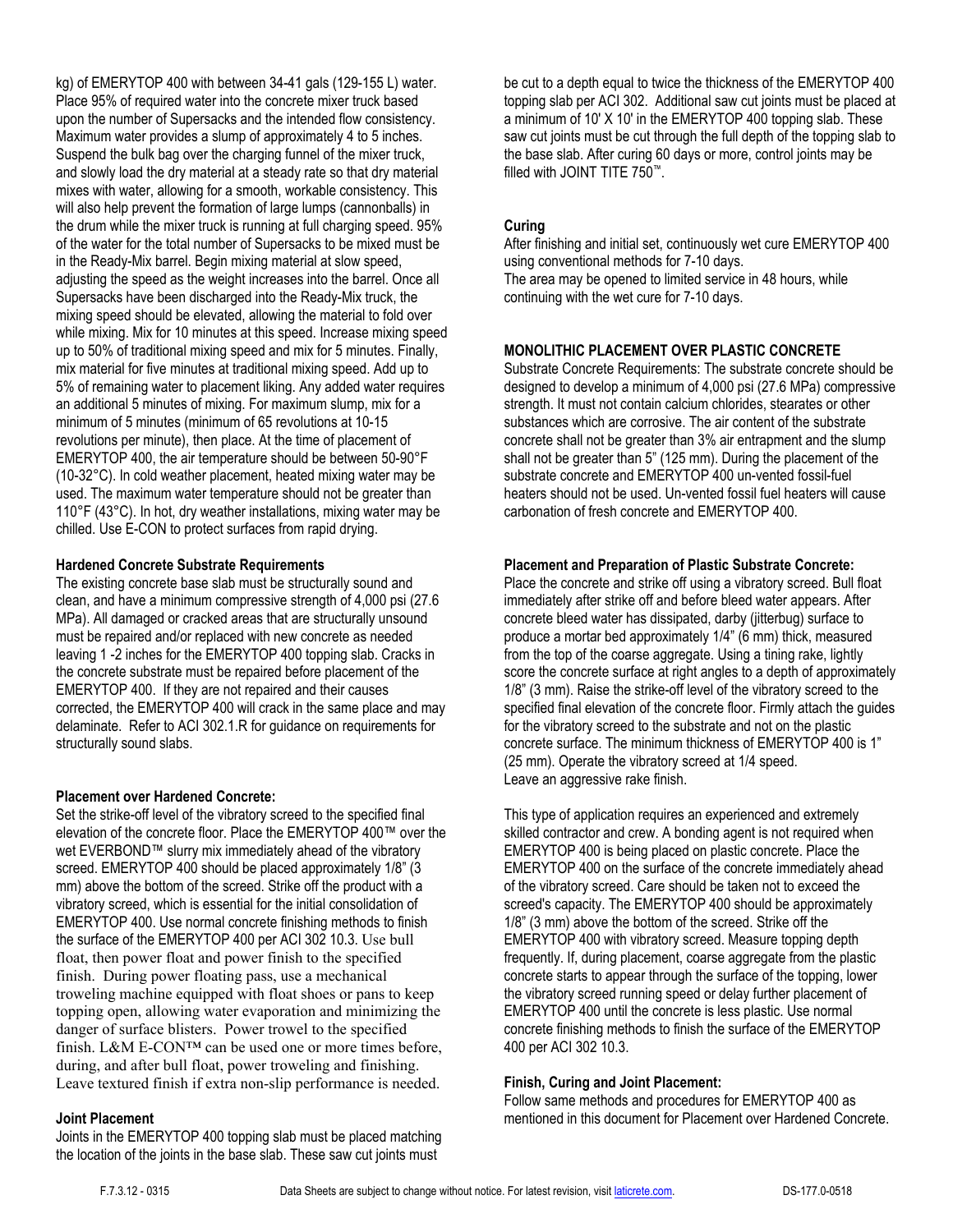kg) of EMERYTOP 400 with between 34-41 gals (129-155 L) water. Place 95% of required water into the concrete mixer truck based upon the number of Supersacks and the intended flow consistency. Maximum water provides a slump of approximately 4 to 5 inches. Suspend the bulk bag over the charging funnel of the mixer truck, and slowly load the dry material at a steady rate so that dry material mixes with water, allowing for a smooth, workable consistency. This will also help prevent the formation of large lumps (cannonballs) in the drum while the mixer truck is running at full charging speed. 95% of the water for the total number of Supersacks to be mixed must be in the Ready-Mix barrel. Begin mixing material at slow speed, adjusting the speed as the weight increases into the barrel. Once all Supersacks have been discharged into the Ready-Mix truck, the mixing speed should be elevated, allowing the material to fold over while mixing. Mix for 10 minutes at this speed. Increase mixing speed up to 50% of traditional mixing speed and mix for 5 minutes. Finally, mix material for five minutes at traditional mixing speed. Add up to 5% of remaining water to placement liking. Any added water requires an additional 5 minutes of mixing. For maximum slump, mix for a minimum of 5 minutes (minimum of 65 revolutions at 10-15 revolutions per minute), then place. At the time of placement of EMERYTOP 400, the air temperature should be between 50-90°F (10-32°C). In cold weather placement, heated mixing water may be used. The maximum water temperature should not be greater than 110°F (43°C). In hot, dry weather installations, mixing water may be chilled. Use E-CON to protect surfaces from rapid drying.

**Hardened Concrete Substrate Requirements**

The existing concrete base slab must be structurally sound and clean, and have a minimum compressive strength of 4,000 psi (27.6 MPa). All damaged or cracked areas that are structurally unsound must be repaired and/or replaced with new concrete as needed leaving 1 -2 inches for the EMERYTOP 400 topping slab. Cracks in the concrete substrate must be repaired before placement of the EMERYTOP 400. If they are not repaired and their causes corrected, the EMERYTOP 400 will crack in the same place and may delaminate. Refer to ACI 302.1.R for guidance on requirements for structurally sound slabs.

**Placement over Hardened Concrete:**

Set the strike-off level of the vibratory screed to the specified final elevation of the concrete floor. Place the EMERYTOP 400™ over the wet EVERBOND™ slurry mix immediately ahead of the vibratory screed. EMERYTOP 400 should be placed approximately 1/8" (3 mm) above the bottom of the screed. Strike off the product with a vibratory screed, which is essential for the initial consolidation of EMERYTOP 400. Use normal concrete finishing methods to finish the surface of the EMERYTOP 400 per ACI 302 10.3. Use bull float, then power float and power finish to the specified finish. During power floating pass, use a mechanical troweling machine equipped with float shoes or pans to keep topping open, allowing water evaporation and minimizing the danger of surface blisters. Power trowel to the specified finish. L&M E-CON™ can be used one or more times before, during, and after bull float, power troweling and finishing. Leave textured finish if extra non-slip performance is needed.

**Joint Placement**

Joints in the EMERYTOP 400 topping slab must be placed matching the location of the joints in the base slab. These saw cut joints must be cut to a depth equal to twice the thickness of the EMERYTOP 400 topping slab per ACI 302. Additional saw cut joints must be placed at a minimum of 10' X 10' in the EMERYTOP 400 topping slab. These saw cut joints must be cut through the full depth of the topping slab to the base slab. After curing 60 days or more, control joints may be filled with JOINT TITE 750™.

**Curing**

After finishing and initial set, continuously wet cure EMERYTOP 400 using conventional methods for 7-10 days.
The area may be opened to limited service in 48 hours, while continuing with the wet cure for 7-10 days.

**MONOLITHIC PLACEMENT OVER PLASTIC CONCRETE**

Substrate Concrete Requirements: The substrate concrete should be designed to develop a minimum of 4,000 psi (27.6 MPa) compressive strength. It must not contain calcium chlorides, stearates or other substances which are corrosive. The air content of the substrate concrete shall not be greater than 3% air entrapment and the slump shall not be greater than 5" (125 mm). During the placement of the substrate concrete and EMERYTOP 400 un-vented fossil-fuel heaters should not be used. Un-vented fossil fuel heaters will cause carbonation of fresh concrete and EMERYTOP 400.

**Placement and Preparation of Plastic Substrate Concrete:**

Place the concrete and strike off using a vibratory screed. Bull float immediately after strike off and before bleed water appears. After concrete bleed water has dissipated, darby (jitterbug) surface to produce a mortar bed approximately 1/4" (6 mm) thick, measured from the top of the coarse aggregate. Using a tining rake, lightly score the concrete surface at right angles to a depth of approximately 1/8" (3 mm). Raise the strike-off level of the vibratory screed to the specified final elevation of the concrete floor. Firmly attach the guides for the vibratory screed to the substrate and not on the plastic concrete surface. The minimum thickness of EMERYTOP 400 is 1" (25 mm). Operate the vibratory screed at 1/4 speed.
Leave an aggressive rake finish.

This type of application requires an experienced and extremely skilled contractor and crew. A bonding agent is not required when EMERYTOP 400 is being placed on plastic concrete. Place the EMERYTOP 400 on the surface of the concrete immediately ahead of the vibratory screed. Care should be taken not to exceed the screed's capacity. The EMERYTOP 400 should be approximately 1/8" (3 mm) above the bottom of the screed. Strike off the EMERYTOP 400 with vibratory screed. Measure topping depth frequently. If, during placement, coarse aggregate from the plastic concrete starts to appear through the surface of the topping, lower the vibratory screed running speed or delay further placement of EMERYTOP 400 until the concrete is less plastic. Use normal concrete finishing methods to finish the surface of the EMERYTOP 400 per ACI 302 10.3.

**Finish, Curing and Joint Placement:**

Follow same methods and procedures for EMERYTOP 400 as mentioned in this document for Placement over Hardened Concrete.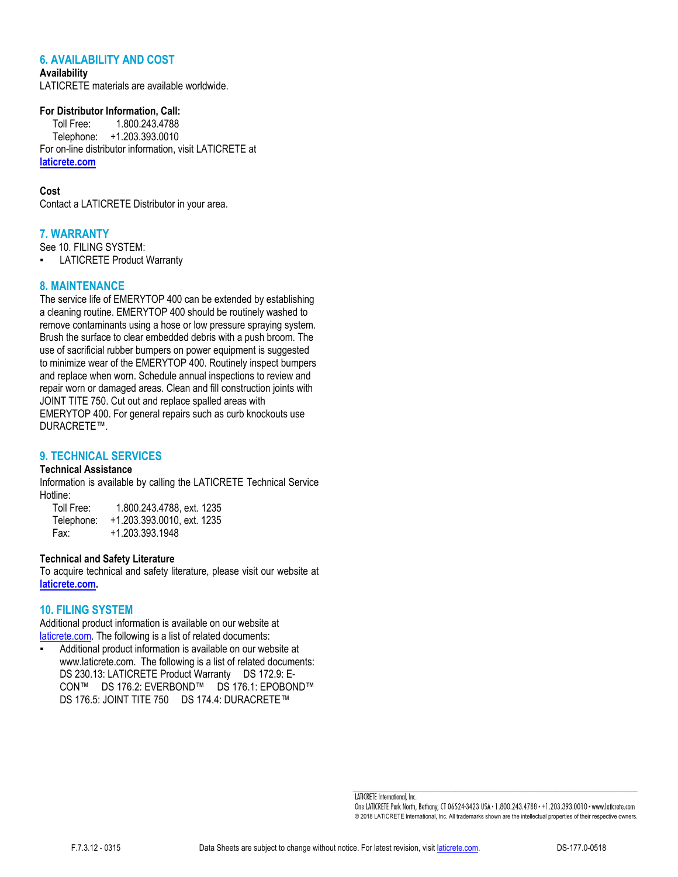## 6. AVAILABILITY AND COST

**Availability**

LATICRETE materials are available worldwide.

**For Distributor Information, Call:**

Toll Free: 1.800.243.4788
Telephone: +1.203.393.0010

For on-line distributor information, visit LATICRETE at **laticrete.com**

**Cost**

Contact a LATICRETE Distributor in your area.

## 7. WARRANTY

See 10. FILING SYSTEM:

- LATICRETE Product Warranty

## 8. MAINTENANCE

The service life of EMERYTOP 400 can be extended by establishing a cleaning routine. EMERYTOP 400 should be routinely washed to remove contaminants using a hose or low pressure spraying system. Brush the surface to clear embedded debris with a push broom. The use of sacrificial rubber bumpers on power equipment is suggested to minimize wear of the EMERYTOP 400. Routinely inspect bumpers and replace when worn. Schedule annual inspections to review and repair worn or damaged areas. Clean and fill construction joints with JOINT TITE 750. Cut out and replace spalled areas with EMERYTOP 400. For general repairs such as curb knockouts use DURACRETE™.

## 9. TECHNICAL SERVICES

**Technical Assistance**

Information is available by calling the LATICRETE Technical Service Hotline:

Toll Free: 1.800.243.4788, ext. 1235
Telephone: +1.203.393.0010, ext. 1235
Fax: +1.203.393.1948

**Technical and Safety Literature**

To acquire technical and safety literature, please visit our website at **laticrete.com.**

## 10. FILING SYSTEM

Additional product information is available on our website at laticrete.com. The following is a list of related documents:

- Additional product information is available on our website at www.laticrete.com. The following is a list of related documents: DS 230.13: LATICRETE Product Warranty DS 172.9: E-CON™ DS 176.2: EVERBOND™ DS 176.1: EPOBOND™ DS 176.5: JOINT TITE 750 DS 174.4: DURACRETE™

LATICRETE International, Inc.
One LATICRETE Park North, Bethany, CT 06524-3423 USA • 1.800.243.4788 • +1.203.393.0010 • www.laticrete.com
© 2018 LATICRETE International, Inc. All trademarks shown are the intellectual properties of their respective owners.

F.7.3.12 - 0315 Data Sheets are subject to change without notice. For latest revision, visit laticrete.com. DS-177.0-0518